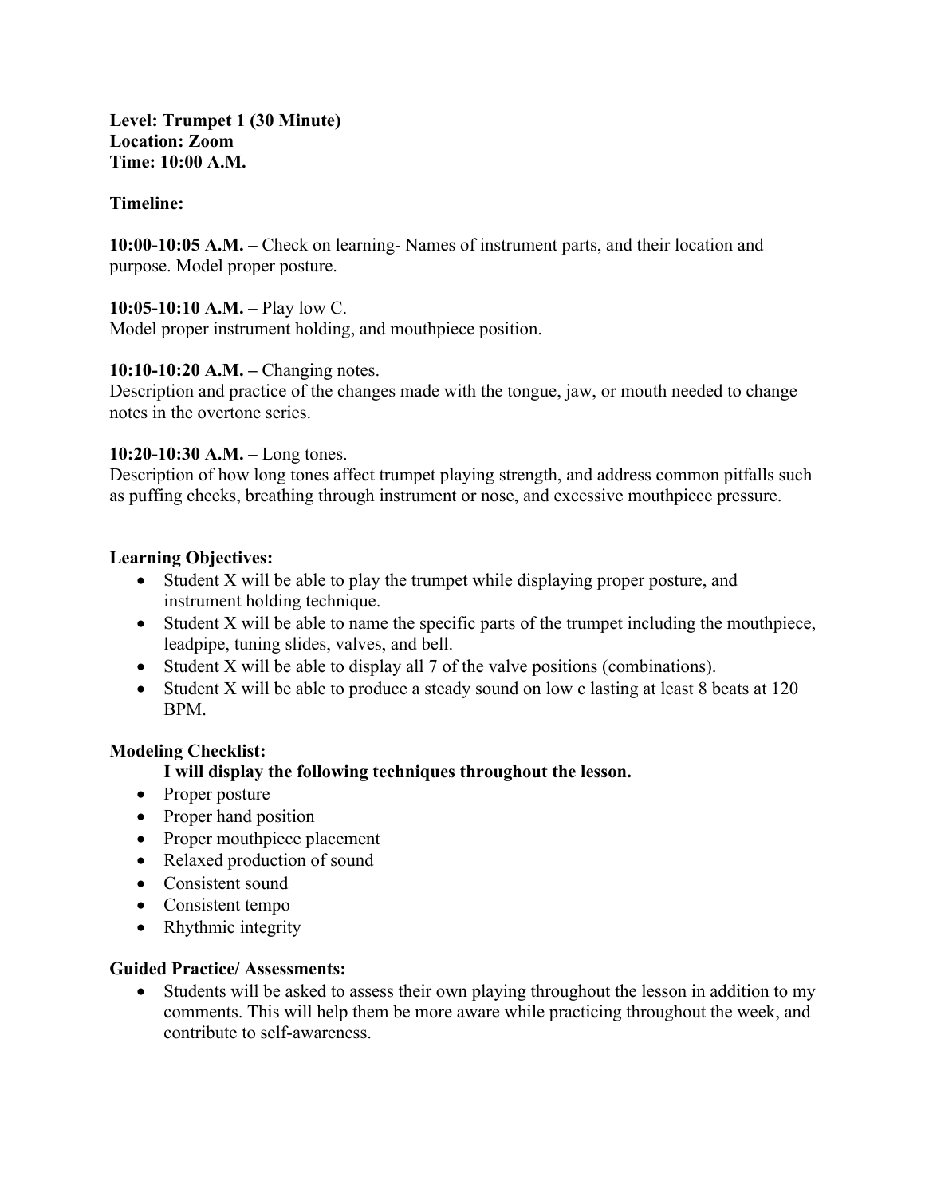**Level: Trumpet 1 (30 Minute)**
**Location: Zoom**
**Time: 10:00 A.M.**

**Timeline:**

**10:00-10:05 A.M. –** Check on learning- Names of instrument parts, and their location and purpose. Model proper posture.

**10:05-10:10 A.M. –** Play low C.
Model proper instrument holding, and mouthpiece position.

**10:10-10:20 A.M. –** Changing notes.
Description and practice of the changes made with the tongue, jaw, or mouth needed to change notes in the overtone series.

**10:20-10:30 A.M. –** Long tones.
Description of how long tones affect trumpet playing strength, and address common pitfalls such as puffing cheeks, breathing through instrument or nose, and excessive mouthpiece pressure.

**Learning Objectives:**

- Student X will be able to play the trumpet while displaying proper posture, and instrument holding technique.
- Student X will be able to name the specific parts of the trumpet including the mouthpiece, leadpipe, tuning slides, valves, and bell.
- Student X will be able to display all 7 of the valve positions (combinations).
- Student X will be able to produce a steady sound on low c lasting at least 8 beats at 120 BPM.

**Modeling Checklist:**

**I will display the following techniques throughout the lesson.**

- Proper posture
- Proper hand position
- Proper mouthpiece placement
- Relaxed production of sound
- Consistent sound
- Consistent tempo
- Rhythmic integrity

**Guided Practice/ Assessments:**

- Students will be asked to assess their own playing throughout the lesson in addition to my comments. This will help them be more aware while practicing throughout the week, and contribute to self-awareness.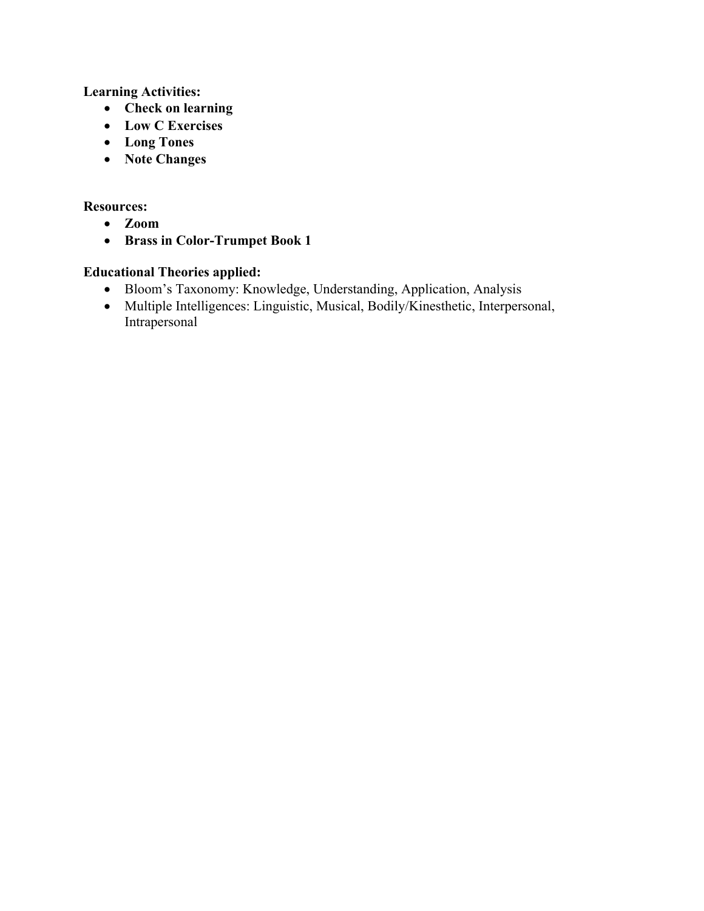**Learning Activities:**

- **Check on learning**
- **Low C Exercises**
- **Long Tones**
- **Note Changes**

**Resources:**

- **Zoom**
- **Brass in Color-Trumpet Book 1**

**Educational Theories applied:**

- Bloom's Taxonomy: Knowledge, Understanding, Application, Analysis
- Multiple Intelligences: Linguistic, Musical, Bodily/Kinesthetic, Interpersonal, Intrapersonal